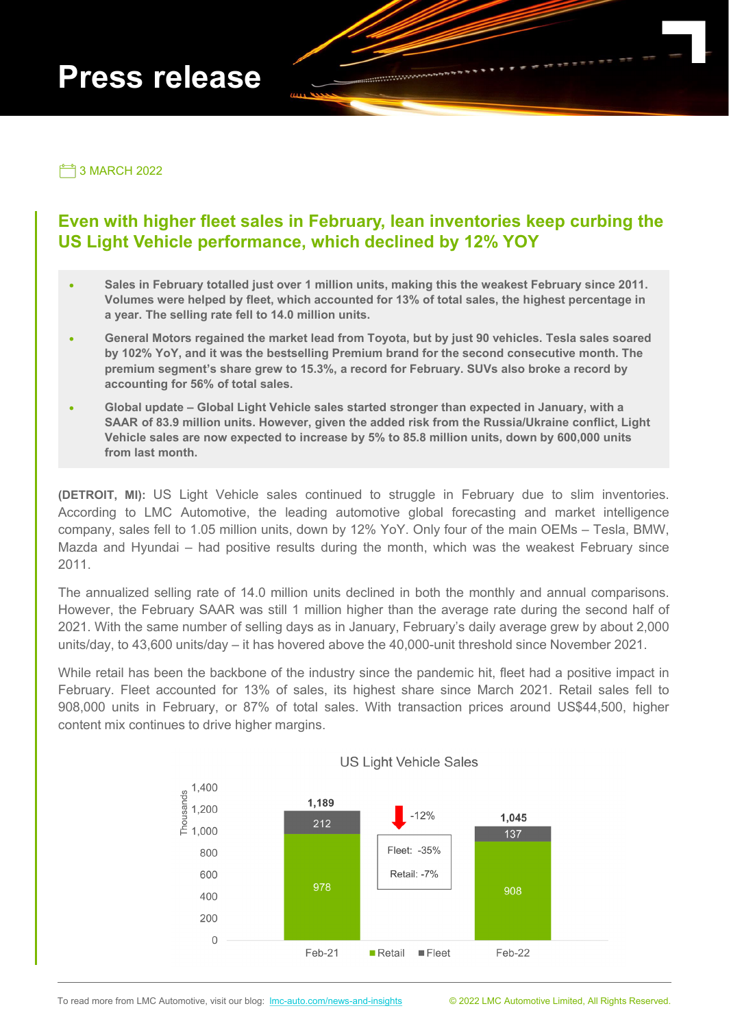# Press release

3 MARCH 2022

## Even with higher fleet sales in February, lean inventories keep curbing the US Light Vehicle performance, which declined by 12% YOY

- **Sales in February totalled just over 1 million units, making this the weakest February since 2011. Volumes were helped by fleet, which accounted for 13% of total sales, the highest percentage in a year. The selling rate fell to 14.0 million units.**
- **General Motors regained the market lead from Toyota, but by just 90 vehicles. Tesla sales soared by 102% YoY, and it was the bestselling Premium brand for the second consecutive month. The premium segment's share grew to 15.3%, a record for February. SUVs also broke a record by accounting for 56% of total sales.**
- **Global update – Global Light Vehicle sales started stronger than expected in January, with a SAAR of 83.9 million units. However, given the added risk from the Russia/Ukraine conflict, Light Vehicle sales are now expected to increase by 5% to 85.8 million units, down by 600,000 units from last month.**

**(DETROIT, MI):** US Light Vehicle sales continued to struggle in February due to slim inventories. According to LMC Automotive, the leading automotive global forecasting and market intelligence company, sales fell to 1.05 million units, down by 12% YoY. Only four of the main OEMs – Tesla, BMW, Mazda and Hyundai – had positive results during the month, which was the weakest February since 2011.

The annualized selling rate of 14.0 million units declined in both the monthly and annual comparisons. However, the February SAAR was still 1 million higher than the average rate during the second half of 2021. With the same number of selling days as in January, February's daily average grew by about 2,000 units/day, to 43,600 units/day – it has hovered above the 40,000-unit threshold since November 2021.

While retail has been the backbone of the industry since the pandemic hit, fleet had a positive impact in February. Fleet accounted for 13% of sales, its highest share since March 2021. Retail sales fell to 908,000 units in February, or 87% of total sales. With transaction prices around US$44,500, higher content mix continues to drive higher margins.

**US Light Vehicle Sales** (Thousands)

| | Retail | Fleet | Total |
|---|---|---|---|
| Feb-21 | 978 | 212 | 1,189 |
| Feb-22 | 908 | 137 | 1,045 |

-12% (Fleet: -35%, Retail: -7%)

To read more from LMC Automotive, visit our blog: lmc-auto.com/news-and-insights

© 2022 LMC Automotive Limited, All Rights Reserved.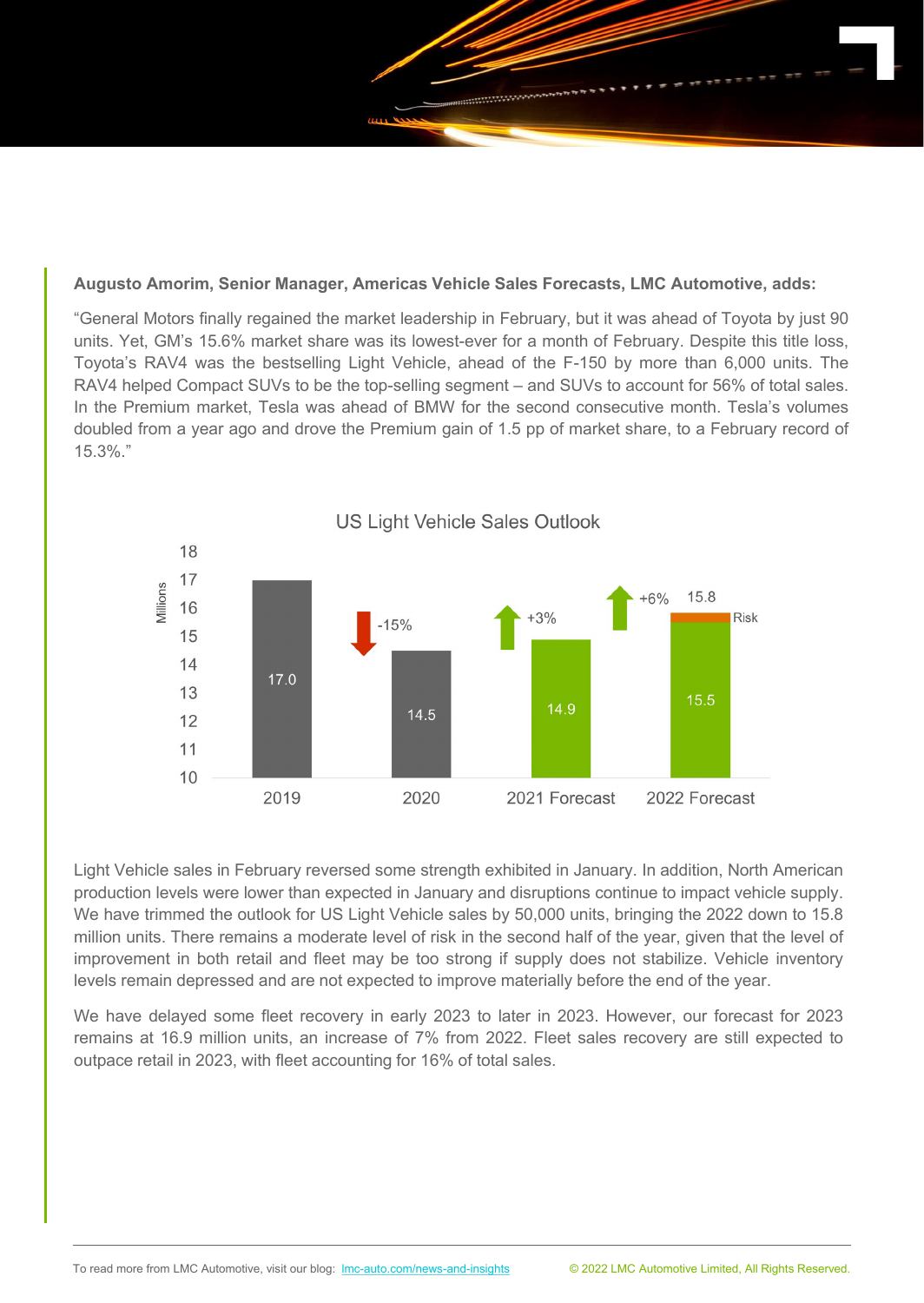**Augusto Amorim, Senior Manager, Americas Vehicle Sales Forecasts, LMC Automotive, adds:**

"General Motors finally regained the market leadership in February, but it was ahead of Toyota by just 90 units. Yet, GM's 15.6% market share was its lowest-ever for a month of February. Despite this title loss, Toyota's RAV4 was the bestselling Light Vehicle, ahead of the F-150 by more than 6,000 units. The RAV4 helped Compact SUVs to be the top-selling segment – and SUVs to account for 56% of total sales. In the Premium market, Tesla was ahead of BMW for the second consecutive month. Tesla's volumes doubled from a year ago and drove the Premium gain of 1.5 pp of market share, to a February record of 15.3%."

**US Light Vehicle Sales Outlook**

| Year | Sales (Millions) | Change |
|---|---|---|
| 2019 | 17.0 | |
| 2020 | 14.5 | -15% |
| 2021 Forecast | 14.9 | +3% |
| 2022 Forecast | 15.5 (15.8 incl. Risk) | +6% |

Light Vehicle sales in February reversed some strength exhibited in January. In addition, North American production levels were lower than expected in January and disruptions continue to impact vehicle supply. We have trimmed the outlook for US Light Vehicle sales by 50,000 units, bringing the 2022 down to 15.8 million units. There remains a moderate level of risk in the second half of the year, given that the level of improvement in both retail and fleet may be too strong if supply does not stabilize. Vehicle inventory levels remain depressed and are not expected to improve materially before the end of the year.

We have delayed some fleet recovery in early 2023 to later in 2023. However, our forecast for 2023 remains at 16.9 million units, an increase of 7% from 2022. Fleet sales recovery are still expected to outpace retail in 2023, with fleet accounting for 16% of total sales.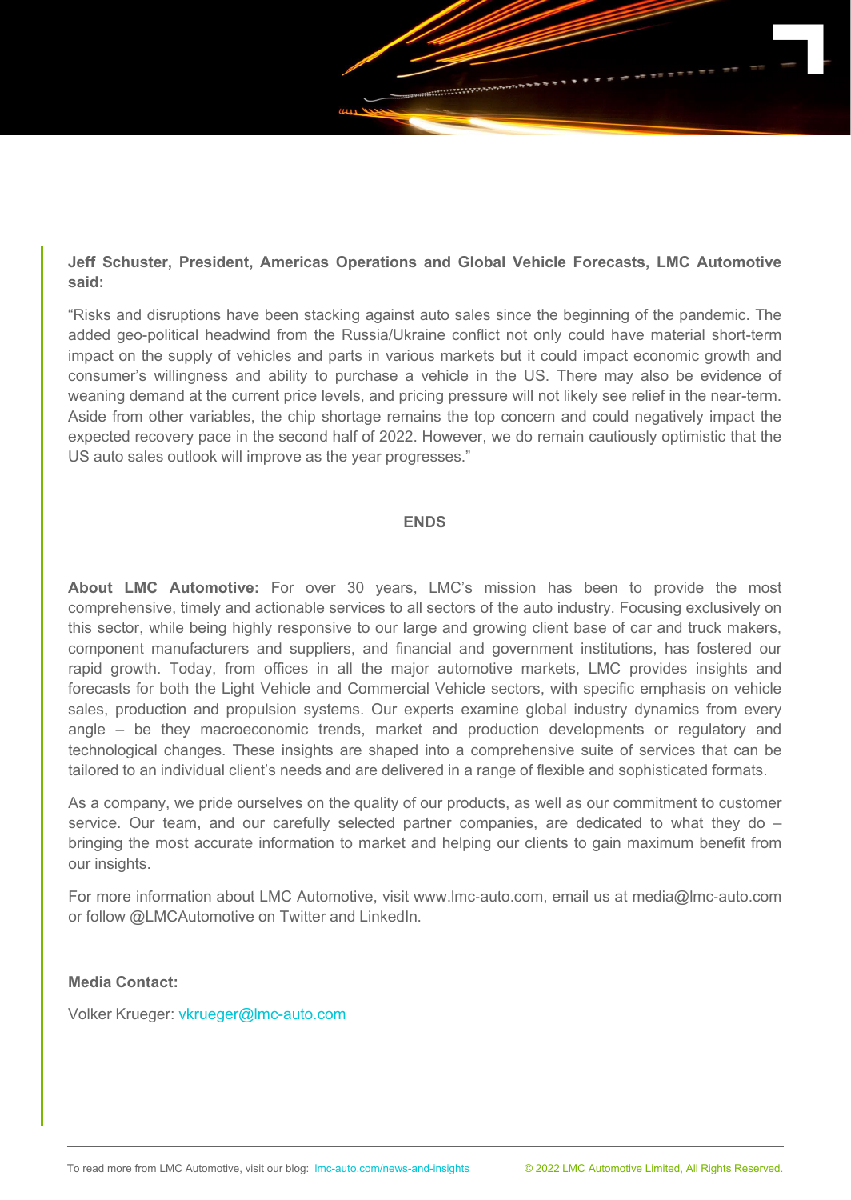**Jeff Schuster, President, Americas Operations and Global Vehicle Forecasts, LMC Automotive said:**

"Risks and disruptions have been stacking against auto sales since the beginning of the pandemic. The added geo-political headwind from the Russia/Ukraine conflict not only could have material short-term impact on the supply of vehicles and parts in various markets but it could impact economic growth and consumer's willingness and ability to purchase a vehicle in the US. There may also be evidence of weaning demand at the current price levels, and pricing pressure will not likely see relief in the near-term. Aside from other variables, the chip shortage remains the top concern and could negatively impact the expected recovery pace in the second half of 2022. However, we do remain cautiously optimistic that the US auto sales outlook will improve as the year progresses."

**ENDS**

**About LMC Automotive:** For over 30 years, LMC's mission has been to provide the most comprehensive, timely and actionable services to all sectors of the auto industry. Focusing exclusively on this sector, while being highly responsive to our large and growing client base of car and truck makers, component manufacturers and suppliers, and financial and government institutions, has fostered our rapid growth. Today, from offices in all the major automotive markets, LMC provides insights and forecasts for both the Light Vehicle and Commercial Vehicle sectors, with specific emphasis on vehicle sales, production and propulsion systems. Our experts examine global industry dynamics from every angle – be they macroeconomic trends, market and production developments or regulatory and technological changes. These insights are shaped into a comprehensive suite of services that can be tailored to an individual client's needs and are delivered in a range of flexible and sophisticated formats.

As a company, we pride ourselves on the quality of our products, as well as our commitment to customer service. Our team, and our carefully selected partner companies, are dedicated to what they do – bringing the most accurate information to market and helping our clients to gain maximum benefit from our insights.

For more information about LMC Automotive, visit www.lmc-auto.com, email us at media@lmc-auto.com or follow @LMCAutomotive on Twitter and LinkedIn.

**Media Contact:**

Volker Krueger: vkrueger@lmc-auto.com